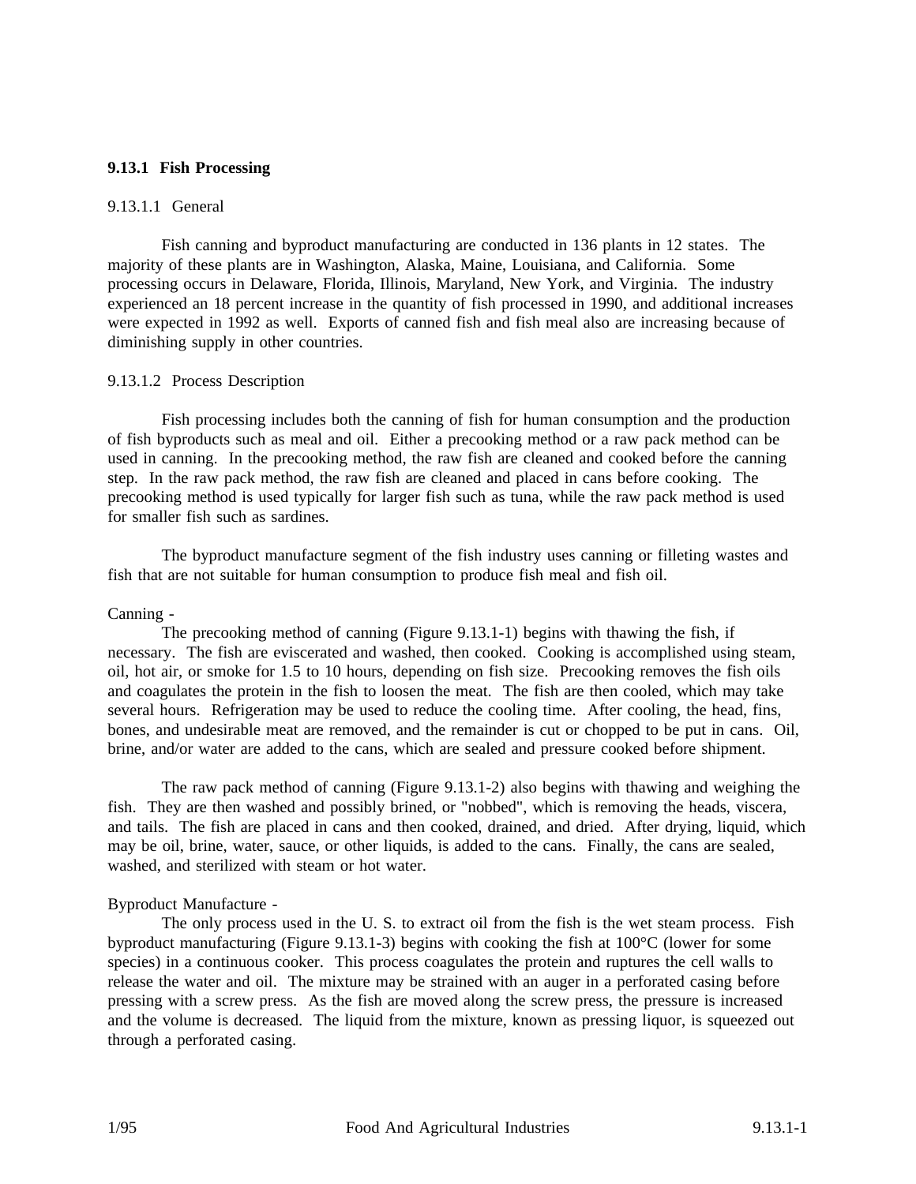## 9.13.1 Fish Processing

### 9.13.1.1 General

Fish canning and byproduct manufacturing are conducted in 136 plants in 12 states. The majority of these plants are in Washington, Alaska, Maine, Louisiana, and California. Some processing occurs in Delaware, Florida, Illinois, Maryland, New York, and Virginia. The industry experienced an 18 percent increase in the quantity of fish processed in 1990, and additional increases were expected in 1992 as well. Exports of canned fish and fish meal also are increasing because of diminishing supply in other countries.

### 9.13.1.2 Process Description

Fish processing includes both the canning of fish for human consumption and the production of fish byproducts such as meal and oil. Either a precooking method or a raw pack method can be used in canning. In the precooking method, the raw fish are cleaned and cooked before the canning step. In the raw pack method, the raw fish are cleaned and placed in cans before cooking. The precooking method is used typically for larger fish such as tuna, while the raw pack method is used for smaller fish such as sardines.

The byproduct manufacture segment of the fish industry uses canning or filleting wastes and fish that are not suitable for human consumption to produce fish meal and fish oil.

Canning -

The precooking method of canning (Figure 9.13.1-1) begins with thawing the fish, if necessary. The fish are eviscerated and washed, then cooked. Cooking is accomplished using steam, oil, hot air, or smoke for 1.5 to 10 hours, depending on fish size. Precooking removes the fish oils and coagulates the protein in the fish to loosen the meat. The fish are then cooled, which may take several hours. Refrigeration may be used to reduce the cooling time. After cooling, the head, fins, bones, and undesirable meat are removed, and the remainder is cut or chopped to be put in cans. Oil, brine, and/or water are added to the cans, which are sealed and pressure cooked before shipment.

The raw pack method of canning (Figure 9.13.1-2) also begins with thawing and weighing the fish. They are then washed and possibly brined, or "nobbed", which is removing the heads, viscera, and tails. The fish are placed in cans and then cooked, drained, and dried. After drying, liquid, which may be oil, brine, water, sauce, or other liquids, is added to the cans. Finally, the cans are sealed, washed, and sterilized with steam or hot water.

Byproduct Manufacture -

The only process used in the U. S. to extract oil from the fish is the wet steam process. Fish byproduct manufacturing (Figure 9.13.1-3) begins with cooking the fish at 100°C (lower for some species) in a continuous cooker. This process coagulates the protein and ruptures the cell walls to release the water and oil. The mixture may be strained with an auger in a perforated casing before pressing with a screw press. As the fish are moved along the screw press, the pressure is increased and the volume is decreased. The liquid from the mixture, known as pressing liquor, is squeezed out through a perforated casing.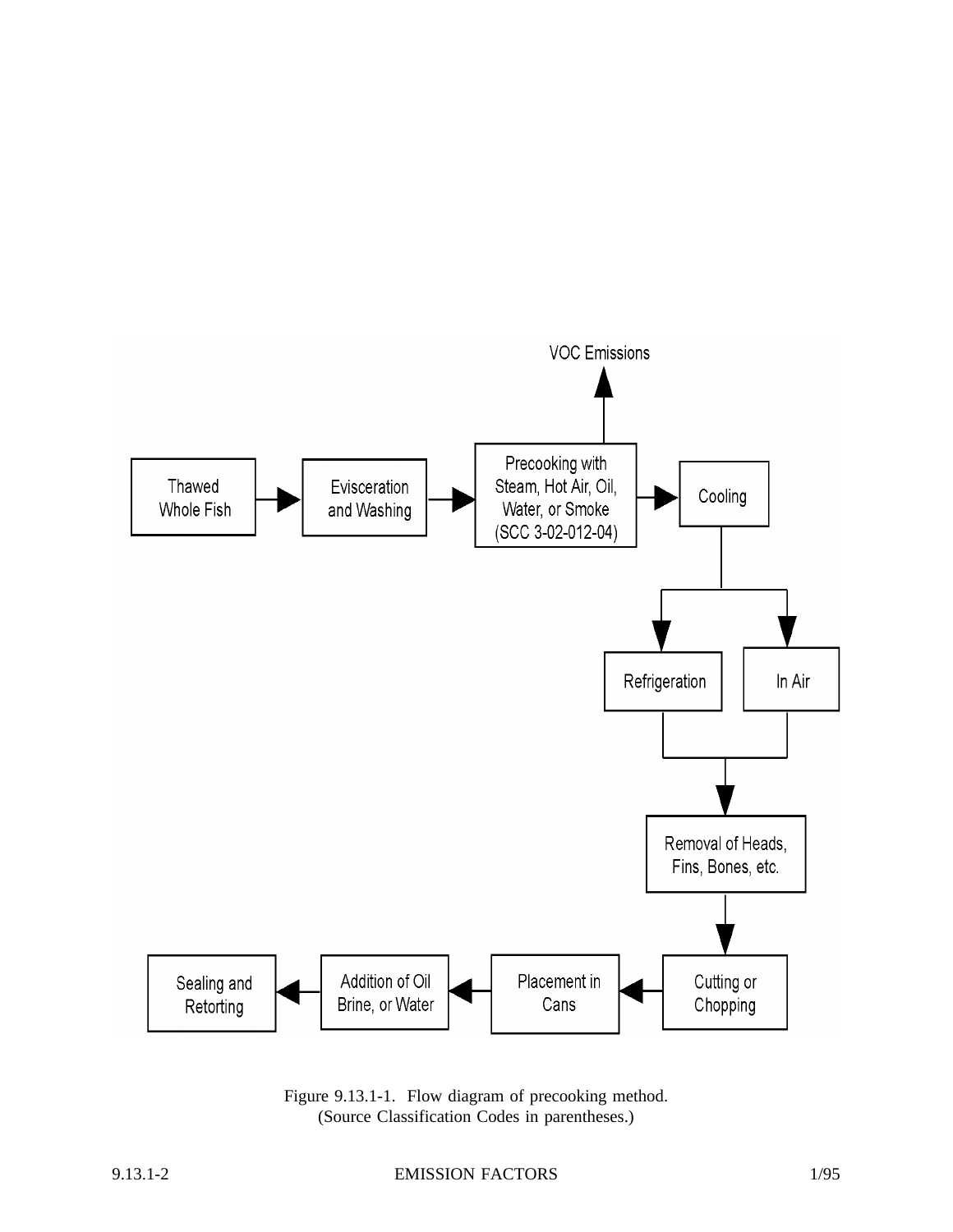VOC Emissions

Thawed Whole Fish → Evisceration and Washing → Precooking with Steam, Hot Air, Oil, Water, or Smoke (SCC 3-02-012-04) → Cooling → Refrigeration / In Air → Removal of Heads, Fins, Bones, etc. → Cutting or Chopping → Placement in Cans → Addition of Oil Brine, or Water → Sealing and Retorting

Figure 9.13.1-1. Flow diagram of precooking method.
(Source Classification Codes in parentheses.)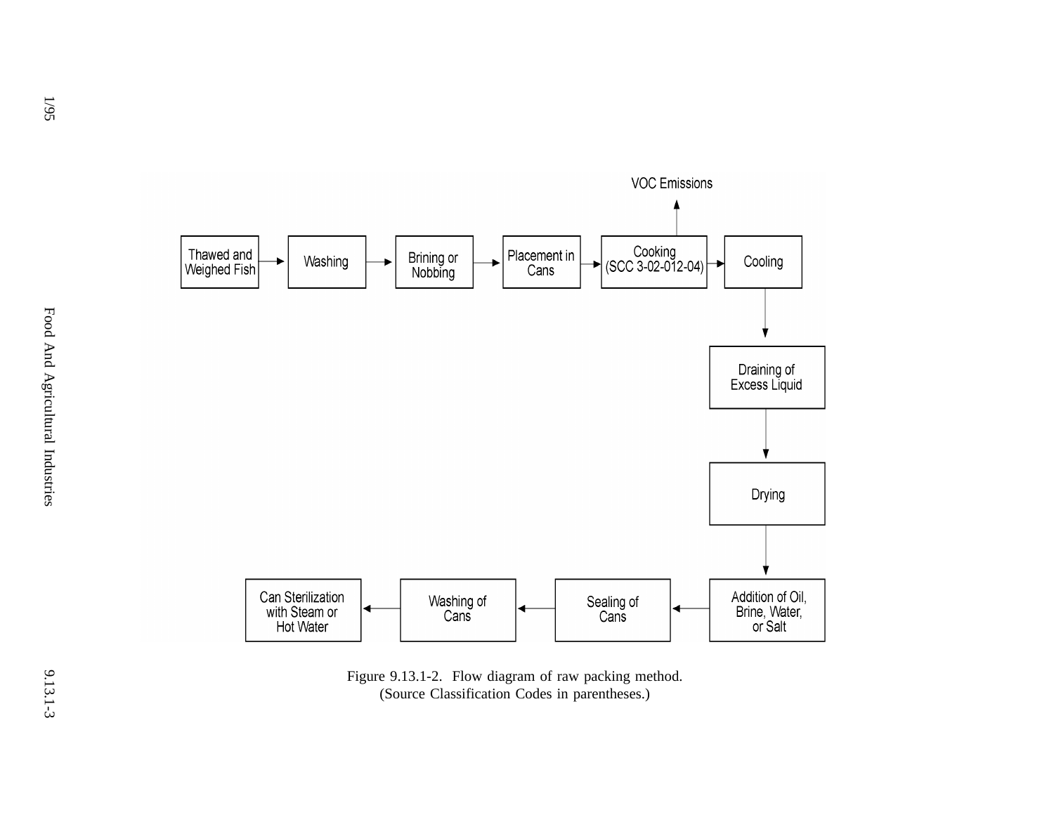VOC Emissions

Thawed and Weighed Fish → Washing → Brining or Nobbing → Placement in Cans → Cooking (SCC 3-02-012-04) → Cooling → Draining of Excess Liquid → Drying → Addition of Oil, Brine, Water, or Salt → Sealing of Cans → Washing of Cans → Can Sterilization with Steam or Hot Water

Figure 9.13.1-2. Flow diagram of raw packing method.
(Source Classification Codes in parentheses.)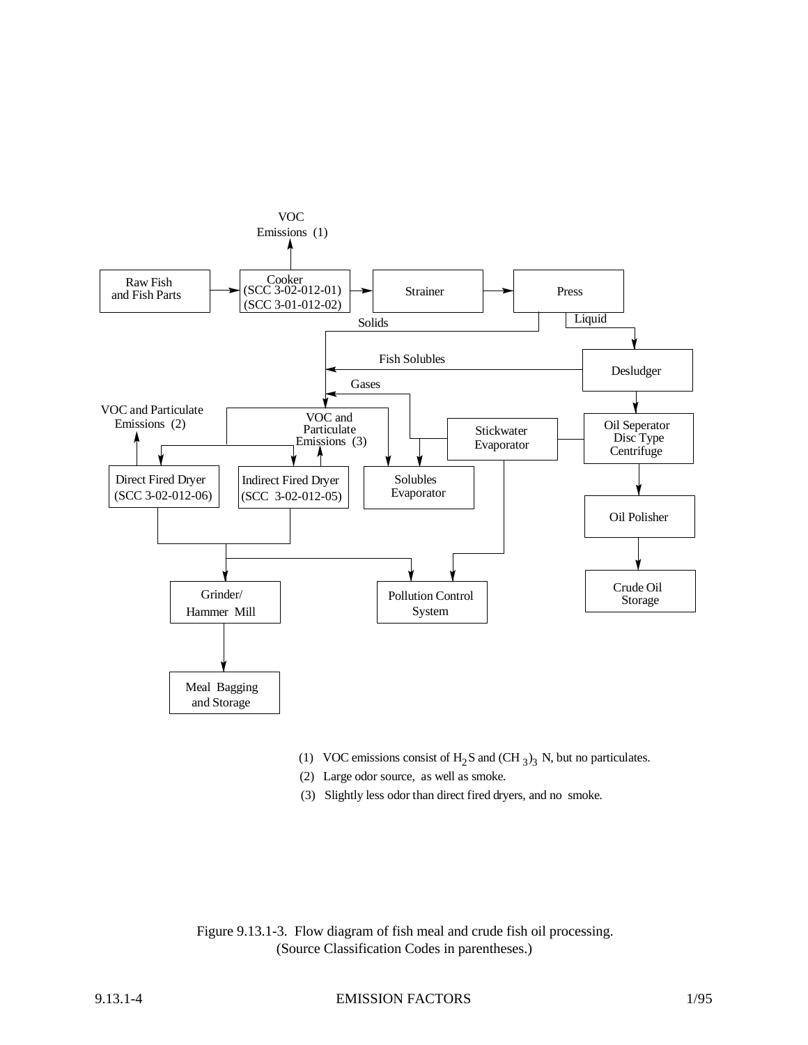(1) VOC emissions consist of $H_2S$ and $(CH_3)_3N$, but no particulates.

(2) Large odor source, as well as smoke.

(3) Slightly less odor than direct fired dryers, and no smoke.

Figure 9.13.1-3. Flow diagram of fish meal and crude fish oil processing.
(Source Classification Codes in parentheses.)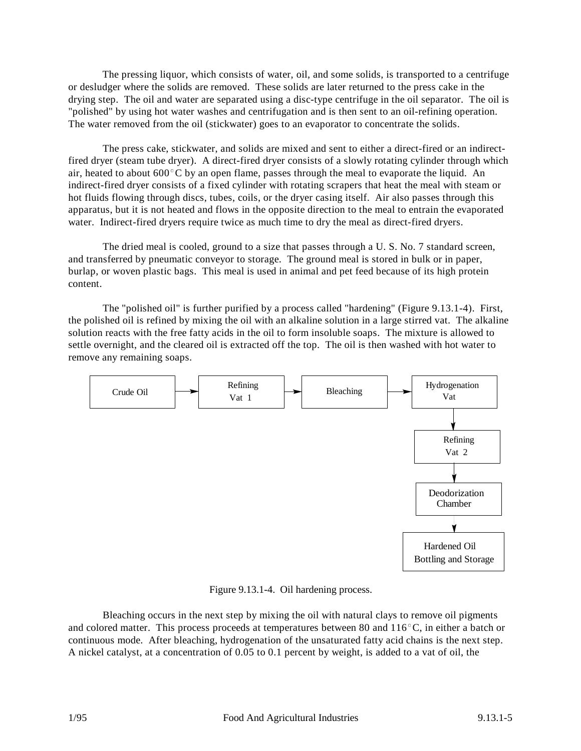The pressing liquor, which consists of water, oil, and some solids, is transported to a centrifuge or desludger where the solids are removed. These solids are later returned to the press cake in the drying step. The oil and water are separated using a disc-type centrifuge in the oil separator. The oil is "polished" by using hot water washes and centrifugation and is then sent to an oil-refining operation. The water removed from the oil (stickwater) goes to an evaporator to concentrate the solids.

The press cake, stickwater, and solids are mixed and sent to either a direct-fired or an indirect-fired dryer (steam tube dryer). A direct-fired dryer consists of a slowly rotating cylinder through which air, heated to about 600°C by an open flame, passes through the meal to evaporate the liquid. An indirect-fired dryer consists of a fixed cylinder with rotating scrapers that heat the meal with steam or hot fluids flowing through discs, tubes, coils, or the dryer casing itself. Air also passes through this apparatus, but it is not heated and flows in the opposite direction to the meal to entrain the evaporated water. Indirect-fired dryers require twice as much time to dry the meal as direct-fired dryers.

The dried meal is cooled, ground to a size that passes through a U. S. No. 7 standard screen, and transferred by pneumatic conveyor to storage. The ground meal is stored in bulk or in paper, burlap, or woven plastic bags. This meal is used in animal and pet feed because of its high protein content.

The "polished oil" is further purified by a process called "hardening" (Figure 9.13.1-4). First, the polished oil is refined by mixing the oil with an alkaline solution in a large stirred vat. The alkaline solution reacts with the free fatty acids in the oil to form insoluble soaps. The mixture is allowed to settle overnight, and the cleared oil is extracted off the top. The oil is then washed with hot water to remove any remaining soaps.

Crude Oil → Refining Vat 1 → Bleaching → Hydrogenation Vat → Refining Vat 2 → Deodorization Chamber → Hardened Oil Bottling and Storage

Figure 9.13.1-4. Oil hardening process.

Bleaching occurs in the next step by mixing the oil with natural clays to remove oil pigments and colored matter. This process proceeds at temperatures between 80 and 116°C, in either a batch or continuous mode. After bleaching, hydrogenation of the unsaturated fatty acid chains is the next step. A nickel catalyst, at a concentration of 0.05 to 0.1 percent by weight, is added to a vat of oil, the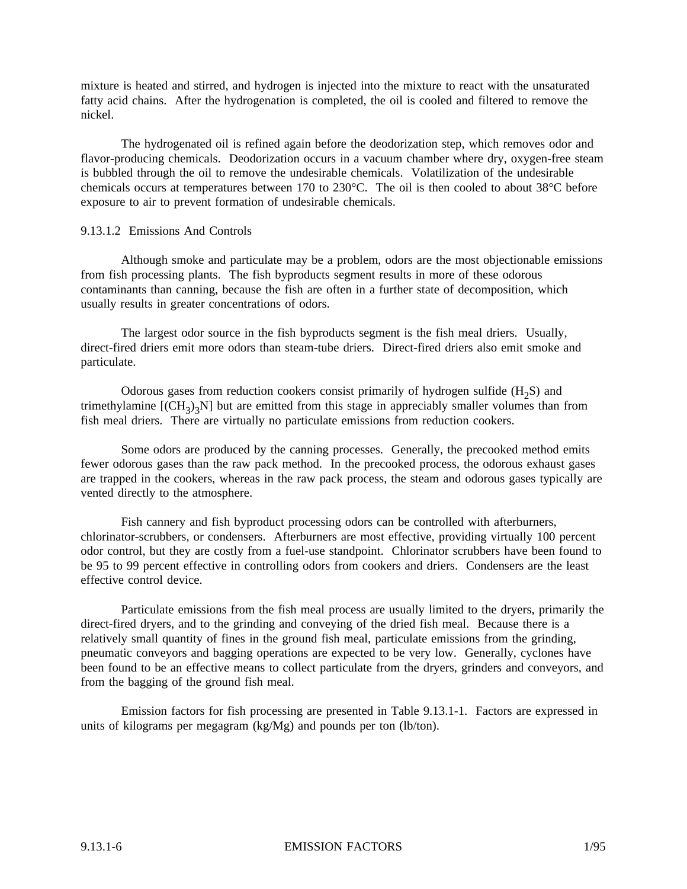mixture is heated and stirred, and hydrogen is injected into the mixture to react with the unsaturated fatty acid chains. After the hydrogenation is completed, the oil is cooled and filtered to remove the nickel.

The hydrogenated oil is refined again before the deodorization step, which removes odor and flavor-producing chemicals. Deodorization occurs in a vacuum chamber where dry, oxygen-free steam is bubbled through the oil to remove the undesirable chemicals. Volatilization of the undesirable chemicals occurs at temperatures between 170 to 230°C. The oil is then cooled to about 38°C before exposure to air to prevent formation of undesirable chemicals.

### 9.13.1.2 Emissions And Controls

Although smoke and particulate may be a problem, odors are the most objectionable emissions from fish processing plants. The fish byproducts segment results in more of these odorous contaminants than canning, because the fish are often in a further state of decomposition, which usually results in greater concentrations of odors.

The largest odor source in the fish byproducts segment is the fish meal driers. Usually, direct-fired driers emit more odors than steam-tube driers. Direct-fired driers also emit smoke and particulate.

Odorous gases from reduction cookers consist primarily of hydrogen sulfide ($H_2S$) and trimethylamine [$(CH_3)_3N$] but are emitted from this stage in appreciably smaller volumes than from fish meal driers. There are virtually no particulate emissions from reduction cookers.

Some odors are produced by the canning processes. Generally, the precooked method emits fewer odorous gases than the raw pack method. In the precooked process, the odorous exhaust gases are trapped in the cookers, whereas in the raw pack process, the steam and odorous gases typically are vented directly to the atmosphere.

Fish cannery and fish byproduct processing odors can be controlled with afterburners, chlorinator-scrubbers, or condensers. Afterburners are most effective, providing virtually 100 percent odor control, but they are costly from a fuel-use standpoint. Chlorinator scrubbers have been found to be 95 to 99 percent effective in controlling odors from cookers and driers. Condensers are the least effective control device.

Particulate emissions from the fish meal process are usually limited to the dryers, primarily the direct-fired dryers, and to the grinding and conveying of the dried fish meal. Because there is a relatively small quantity of fines in the ground fish meal, particulate emissions from the grinding, pneumatic conveyors and bagging operations are expected to be very low. Generally, cyclones have been found to be an effective means to collect particulate from the dryers, grinders and conveyors, and from the bagging of the ground fish meal.

Emission factors for fish processing are presented in Table 9.13.1-1. Factors are expressed in units of kilograms per megagram (kg/Mg) and pounds per ton (lb/ton).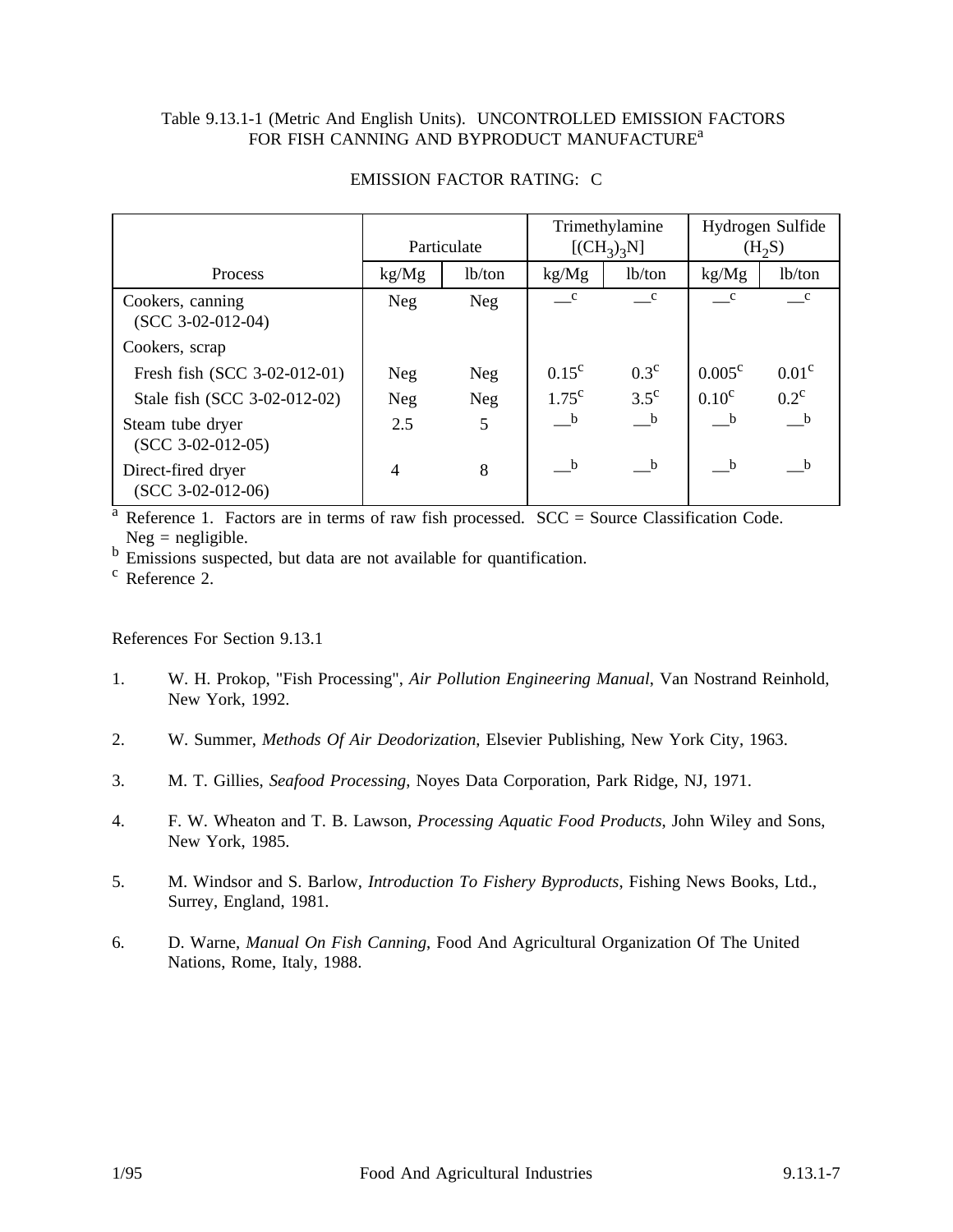Table 9.13.1-1 (Metric And English Units). UNCONTROLLED EMISSION FACTORS FOR FISH CANNING AND BYPRODUCT MANUFACTURE[a]

EMISSION FACTOR RATING: C

| | Particulate | | Trimethylamine $[(CH_3)_3N]$ | | Hydrogen Sulfide $(H_2S)$ | |
|---|---|---|---|---|---|---|
| Process | kg/Mg | lb/ton | kg/Mg | lb/ton | kg/Mg | lb/ton |
| Cookers, canning (SCC 3-02-012-04) | Neg | Neg | —[c] | —[c] | —[c] | —[c] |
| Cookers, scrap | | | | | | |
| Fresh fish (SCC 3-02-012-01) | Neg | Neg | 0.15[c] | 0.3[c] | 0.005[c] | 0.01[c] |
| Stale fish (SCC 3-02-012-02) | Neg | Neg | 1.75[c] | 3.5[c] | 0.10[c] | 0.2[c] |
| Steam tube dryer (SCC 3-02-012-05) | 2.5 | 5 | —[b] | —[b] | —[b] | —[b] |
| Direct-fired dryer (SCC 3-02-012-06) | 4 | 8 | —[b] | —[b] | —[b] | —[b] |

[a] Reference 1. Factors are in terms of raw fish processed. SCC = Source Classification Code. Neg = negligible.
[b] Emissions suspected, but data are not available for quantification.
[c] Reference 2.

References For Section 9.13.1

1. W. H. Prokop, "Fish Processing", *Air Pollution Engineering Manual*, Van Nostrand Reinhold, New York, 1992.

2. W. Summer, *Methods Of Air Deodorization*, Elsevier Publishing, New York City, 1963.

3. M. T. Gillies, *Seafood Processing*, Noyes Data Corporation, Park Ridge, NJ, 1971.

4. F. W. Wheaton and T. B. Lawson, *Processing Aquatic Food Products*, John Wiley and Sons, New York, 1985.

5. M. Windsor and S. Barlow, *Introduction To Fishery Byproducts*, Fishing News Books, Ltd., Surrey, England, 1981.

6. D. Warne, *Manual On Fish Canning*, Food And Agricultural Organization Of The United Nations, Rome, Italy, 1988.